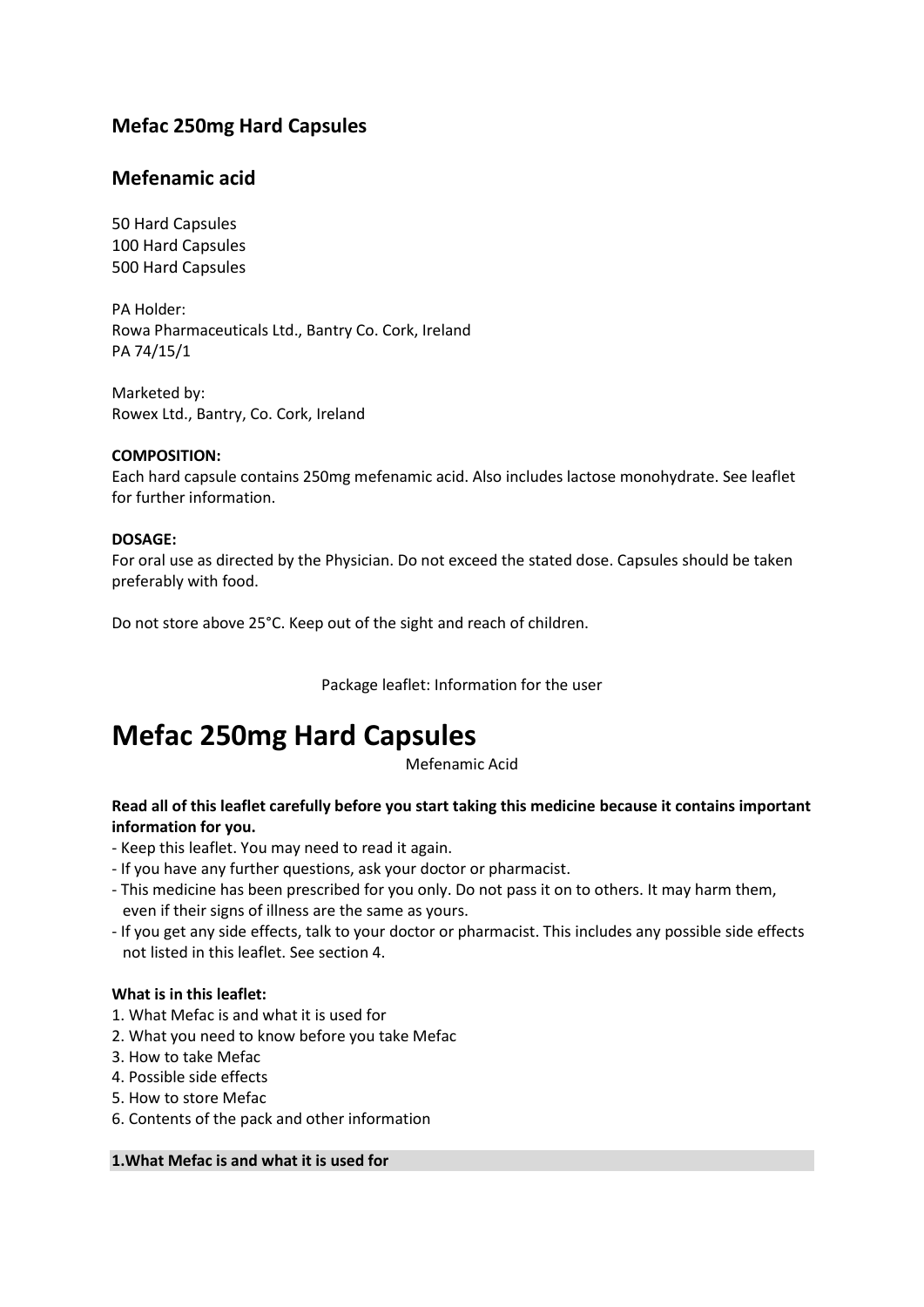## Mefac 250mg Hard Capsules

## Mefenamic acid

50 Hard Capsules
100 Hard Capsules
500 Hard Capsules

PA Holder:
Rowa Pharmaceuticals Ltd., Bantry Co. Cork, Ireland
PA 74/15/1

Marketed by:
Rowex Ltd., Bantry, Co. Cork, Ireland

**COMPOSITION:**
Each hard capsule contains 250mg mefenamic acid. Also includes lactose monohydrate. See leaflet for further information.

**DOSAGE:**
For oral use as directed by the Physician. Do not exceed the stated dose. Capsules should be taken preferably with food.

Do not store above 25°C. Keep out of the sight and reach of children.

Package leaflet: Information for the user

# Mefac 250mg Hard Capsules

Mefenamic Acid

**Read all of this leaflet carefully before you start taking this medicine because it contains important information for you.**

- Keep this leaflet. You may need to read it again.
- If you have any further questions, ask your doctor or pharmacist.
- This medicine has been prescribed for you only. Do not pass it on to others. It may harm them, even if their signs of illness are the same as yours.
- If you get any side effects, talk to your doctor or pharmacist. This includes any possible side effects not listed in this leaflet. See section 4.

**What is in this leaflet:**

1. What Mefac is and what it is used for
2. What you need to know before you take Mefac
3. How to take Mefac
4. Possible side effects
5. How to store Mefac
6. Contents of the pack and other information

**1.What Mefac is and what it is used for**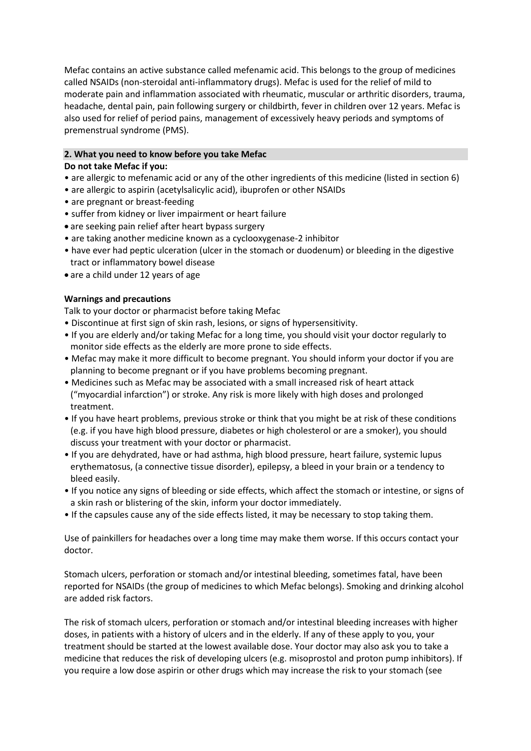Mefac contains an active substance called mefenamic acid. This belongs to the group of medicines called NSAIDs (non-steroidal anti-inflammatory drugs). Mefac is used for the relief of mild to moderate pain and inflammation associated with rheumatic, muscular or arthritic disorders, trauma, headache, dental pain, pain following surgery or childbirth, fever in children over 12 years. Mefac is also used for relief of period pains, management of excessively heavy periods and symptoms of premenstrual syndrome (PMS).

## 2. What you need to know before you take Mefac

**Do not take Mefac if you:**

- are allergic to mefenamic acid or any of the other ingredients of this medicine (listed in section 6)
- are allergic to aspirin (acetylsalicylic acid), ibuprofen or other NSAIDs
- are pregnant or breast-feeding
- suffer from kidney or liver impairment or heart failure
- are seeking pain relief after heart bypass surgery
- are taking another medicine known as a cyclooxygenase-2 inhibitor
- have ever had peptic ulceration (ulcer in the stomach or duodenum) or bleeding in the digestive tract or inflammatory bowel disease
- are a child under 12 years of age

**Warnings and precautions**

Talk to your doctor or pharmacist before taking Mefac

- Discontinue at first sign of skin rash, lesions, or signs of hypersensitivity.
- If you are elderly and/or taking Mefac for a long time, you should visit your doctor regularly to monitor side effects as the elderly are more prone to side effects.
- Mefac may make it more difficult to become pregnant. You should inform your doctor if you are planning to become pregnant or if you have problems becoming pregnant.
- Medicines such as Mefac may be associated with a small increased risk of heart attack ("myocardial infarction") or stroke. Any risk is more likely with high doses and prolonged treatment.
- If you have heart problems, previous stroke or think that you might be at risk of these conditions (e.g. if you have high blood pressure, diabetes or high cholesterol or are a smoker), you should discuss your treatment with your doctor or pharmacist.
- If you are dehydrated, have or had asthma, high blood pressure, heart failure, systemic lupus erythematosus, (a connective tissue disorder), epilepsy, a bleed in your brain or a tendency to bleed easily.
- If you notice any signs of bleeding or side effects, which affect the stomach or intestine, or signs of a skin rash or blistering of the skin, inform your doctor immediately.
- If the capsules cause any of the side effects listed, it may be necessary to stop taking them.

Use of painkillers for headaches over a long time may make them worse. If this occurs contact your doctor.

Stomach ulcers, perforation or stomach and/or intestinal bleeding, sometimes fatal, have been reported for NSAIDs (the group of medicines to which Mefac belongs). Smoking and drinking alcohol are added risk factors.

The risk of stomach ulcers, perforation or stomach and/or intestinal bleeding increases with higher doses, in patients with a history of ulcers and in the elderly. If any of these apply to you, your treatment should be started at the lowest available dose. Your doctor may also ask you to take a medicine that reduces the risk of developing ulcers (e.g. misoprostol and proton pump inhibitors). If you require a low dose aspirin or other drugs which may increase the risk to your stomach (see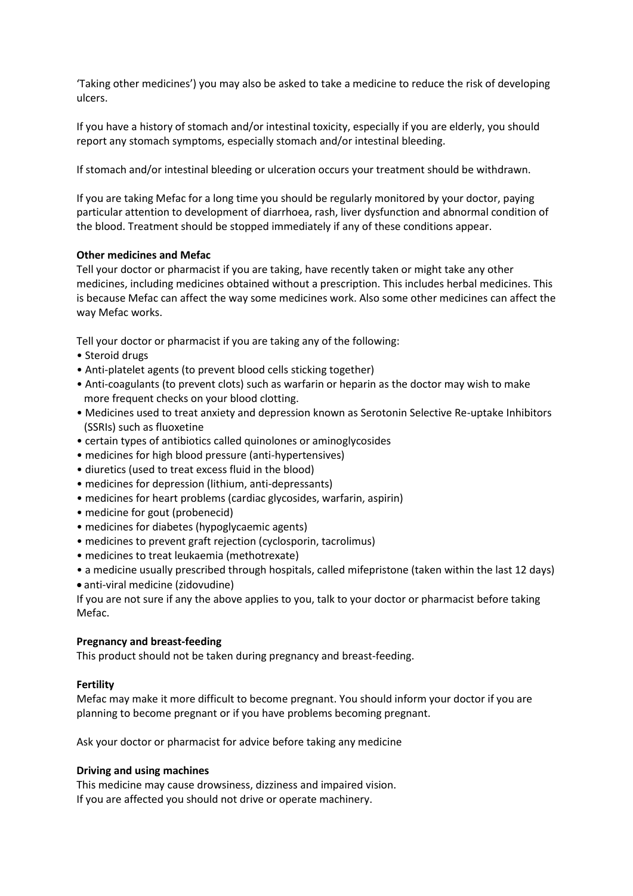‘Taking other medicines’) you may also be asked to take a medicine to reduce the risk of developing ulcers.

If you have a history of stomach and/or intestinal toxicity, especially if you are elderly, you should report any stomach symptoms, especially stomach and/or intestinal bleeding.

If stomach and/or intestinal bleeding or ulceration occurs your treatment should be withdrawn.

If you are taking Mefac for a long time you should be regularly monitored by your doctor, paying particular attention to development of diarrhoea, rash, liver dysfunction and abnormal condition of the blood. Treatment should be stopped immediately if any of these conditions appear.

**Other medicines and Mefac**

Tell your doctor or pharmacist if you are taking, have recently taken or might take any other medicines, including medicines obtained without a prescription. This includes herbal medicines. This is because Mefac can affect the way some medicines work. Also some other medicines can affect the way Mefac works.

Tell your doctor or pharmacist if you are taking any of the following:

- Steroid drugs
- Anti-platelet agents (to prevent blood cells sticking together)
- Anti-coagulants (to prevent clots) such as warfarin or heparin as the doctor may wish to make more frequent checks on your blood clotting.
- Medicines used to treat anxiety and depression known as Serotonin Selective Re-uptake Inhibitors (SSRIs) such as fluoxetine
- certain types of antibiotics called quinolones or aminoglycosides
- medicines for high blood pressure (anti-hypertensives)
- diuretics (used to treat excess fluid in the blood)
- medicines for depression (lithium, anti-depressants)
- medicines for heart problems (cardiac glycosides, warfarin, aspirin)
- medicine for gout (probenecid)
- medicines for diabetes (hypoglycaemic agents)
- medicines to prevent graft rejection (cyclosporin, tacrolimus)
- medicines to treat leukaemia (methotrexate)
- a medicine usually prescribed through hospitals, called mifepristone (taken within the last 12 days)
- anti-viral medicine (zidovudine)

If you are not sure if any the above applies to you, talk to your doctor or pharmacist before taking Mefac.

**Pregnancy and breast-feeding**

This product should not be taken during pregnancy and breast-feeding.

**Fertility**

Mefac may make it more difficult to become pregnant. You should inform your doctor if you are planning to become pregnant or if you have problems becoming pregnant.

Ask your doctor or pharmacist for advice before taking any medicine

**Driving and using machines**

This medicine may cause drowsiness, dizziness and impaired vision.
If you are affected you should not drive or operate machinery.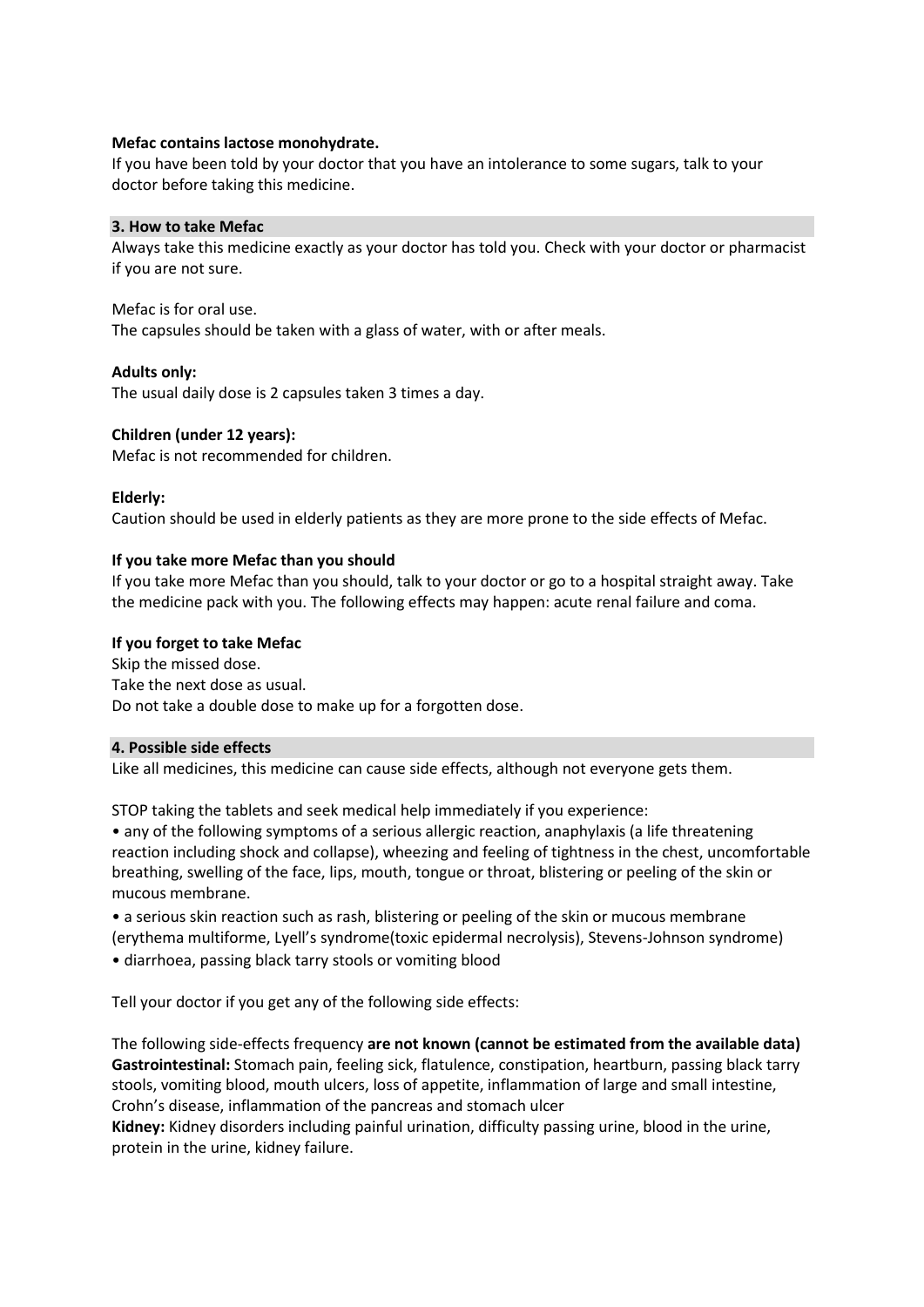**Mefac contains lactose monohydrate.**
If you have been told by your doctor that you have an intolerance to some sugars, talk to your doctor before taking this medicine.

## 3. How to take Mefac

Always take this medicine exactly as your doctor has told you. Check with your doctor or pharmacist if you are not sure.

Mefac is for oral use.
The capsules should be taken with a glass of water, with or after meals.

**Adults only:**
The usual daily dose is 2 capsules taken 3 times a day.

**Children (under 12 years):**
Mefac is not recommended for children.

**Elderly:**
Caution should be used in elderly patients as they are more prone to the side effects of Mefac.

**If you take more Mefac than you should**
If you take more Mefac than you should, talk to your doctor or go to a hospital straight away. Take the medicine pack with you. The following effects may happen: acute renal failure and coma.

**If you forget to take Mefac**
Skip the missed dose.
Take the next dose as usual.
Do not take a double dose to make up for a forgotten dose.

## 4. Possible side effects

Like all medicines, this medicine can cause side effects, although not everyone gets them.

STOP taking the tablets and seek medical help immediately if you experience:

- any of the following symptoms of a serious allergic reaction, anaphylaxis (a life threatening reaction including shock and collapse), wheezing and feeling of tightness in the chest, uncomfortable breathing, swelling of the face, lips, mouth, tongue or throat, blistering or peeling of the skin or mucous membrane.
- a serious skin reaction such as rash, blistering or peeling of the skin or mucous membrane (erythema multiforme, Lyell's syndrome(toxic epidermal necrolysis), Stevens-Johnson syndrome)
- diarrhoea, passing black tarry stools or vomiting blood

Tell your doctor if you get any of the following side effects:

The following side-effects frequency **are not known (cannot be estimated from the available data)**
**Gastrointestinal:** Stomach pain, feeling sick, flatulence, constipation, heartburn, passing black tarry stools, vomiting blood, mouth ulcers, loss of appetite, inflammation of large and small intestine, Crohn's disease, inflammation of the pancreas and stomach ulcer
**Kidney:** Kidney disorders including painful urination, difficulty passing urine, blood in the urine, protein in the urine, kidney failure.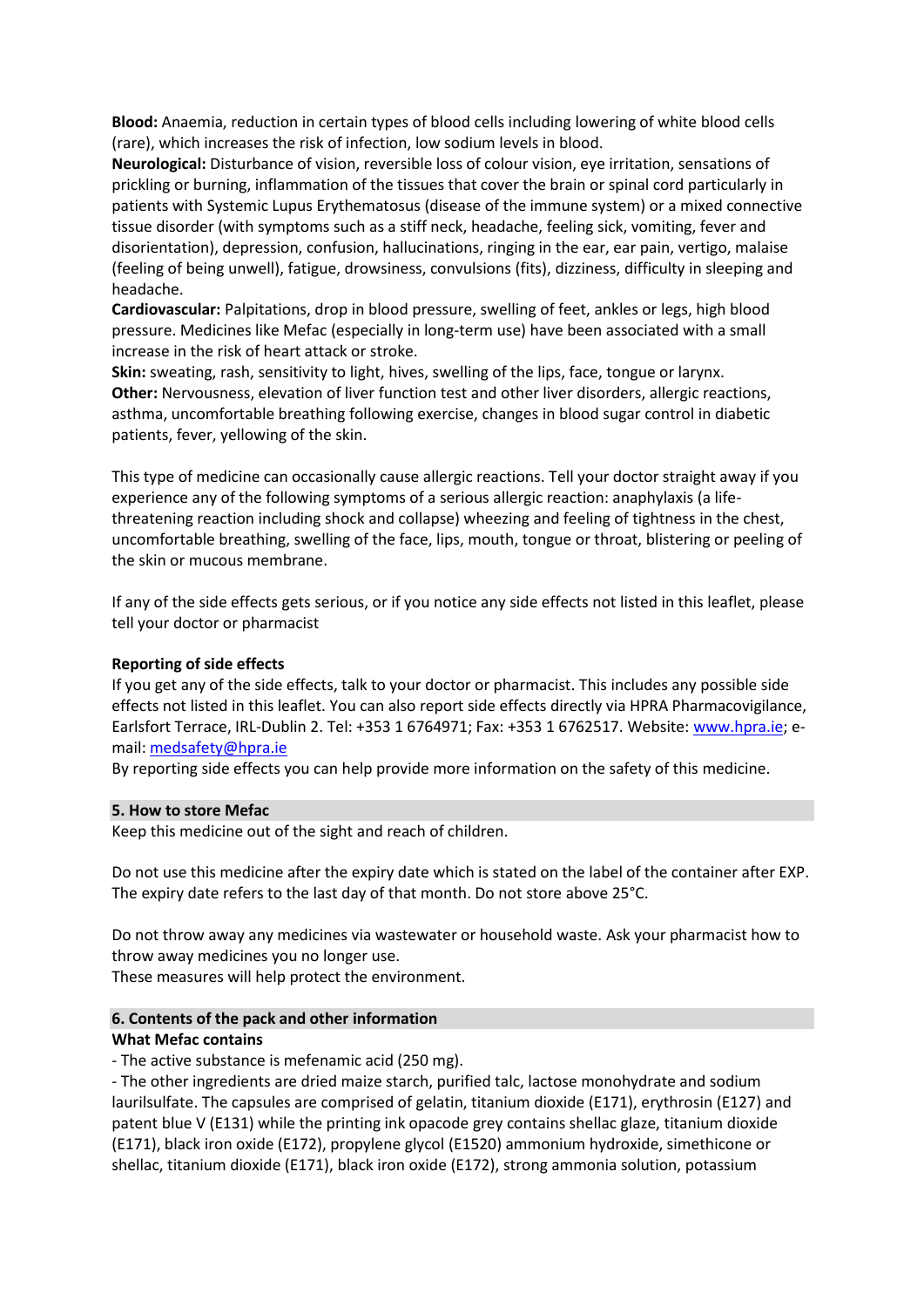**Blood:** Anaemia, reduction in certain types of blood cells including lowering of white blood cells (rare), which increases the risk of infection, low sodium levels in blood.
**Neurological:** Disturbance of vision, reversible loss of colour vision, eye irritation, sensations of prickling or burning, inflammation of the tissues that cover the brain or spinal cord particularly in patients with Systemic Lupus Erythematosus (disease of the immune system) or a mixed connective tissue disorder (with symptoms such as a stiff neck, headache, feeling sick, vomiting, fever and disorientation), depression, confusion, hallucinations, ringing in the ear, ear pain, vertigo, malaise (feeling of being unwell), fatigue, drowsiness, convulsions (fits), dizziness, difficulty in sleeping and headache.
**Cardiovascular:** Palpitations, drop in blood pressure, swelling of feet, ankles or legs, high blood pressure. Medicines like Mefac (especially in long-term use) have been associated with a small increase in the risk of heart attack or stroke.
**Skin:** sweating, rash, sensitivity to light, hives, swelling of the lips, face, tongue or larynx.
**Other:** Nervousness, elevation of liver function test and other liver disorders, allergic reactions, asthma, uncomfortable breathing following exercise, changes in blood sugar control in diabetic patients, fever, yellowing of the skin.

This type of medicine can occasionally cause allergic reactions. Tell your doctor straight away if you experience any of the following symptoms of a serious allergic reaction: anaphylaxis (a life-threatening reaction including shock and collapse) wheezing and feeling of tightness in the chest, uncomfortable breathing, swelling of the face, lips, mouth, tongue or throat, blistering or peeling of the skin or mucous membrane.

If any of the side effects gets serious, or if you notice any side effects not listed in this leaflet, please tell your doctor or pharmacist

**Reporting of side effects**
If you get any of the side effects, talk to your doctor or pharmacist. This includes any possible side effects not listed in this leaflet. You can also report side effects directly via HPRA Pharmacovigilance, Earlsfort Terrace, IRL-Dublin 2. Tel: +353 1 6764971; Fax: +353 1 6762517. Website: www.hpra.ie; e-mail: medsafety@hpra.ie
By reporting side effects you can help provide more information on the safety of this medicine.

## 5. How to store Mefac

Keep this medicine out of the sight and reach of children.

Do not use this medicine after the expiry date which is stated on the label of the container after EXP. The expiry date refers to the last day of that month. Do not store above 25°C.

Do not throw away any medicines via wastewater or household waste. Ask your pharmacist how to throw away medicines you no longer use.
These measures will help protect the environment.

## 6. Contents of the pack and other information

**What Mefac contains**

- The active substance is mefenamic acid (250 mg).
- The other ingredients are dried maize starch, purified talc, lactose monohydrate and sodium laurilsulfate. The capsules are comprised of gelatin, titanium dioxide (E171), erythrosin (E127) and patent blue V (E131) while the printing ink opacode grey contains shellac glaze, titanium dioxide (E171), black iron oxide (E172), propylene glycol (E1520) ammonium hydroxide, simethicone or shellac, titanium dioxide (E171), black iron oxide (E172), strong ammonia solution, potassium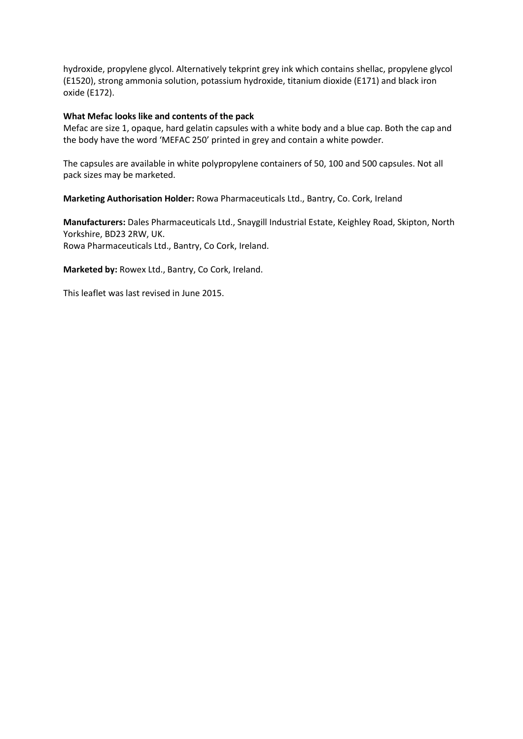hydroxide, propylene glycol. Alternatively tekprint grey ink which contains shellac, propylene glycol (E1520), strong ammonia solution, potassium hydroxide, titanium dioxide (E171) and black iron oxide (E172).

**What Mefac looks like and contents of the pack**

Mefac are size 1, opaque, hard gelatin capsules with a white body and a blue cap. Both the cap and the body have the word 'MEFAC 250' printed in grey and contain a white powder.

The capsules are available in white polypropylene containers of 50, 100 and 500 capsules. Not all pack sizes may be marketed.

**Marketing Authorisation Holder:** Rowa Pharmaceuticals Ltd., Bantry, Co. Cork, Ireland

**Manufacturers:** Dales Pharmaceuticals Ltd., Snaygill Industrial Estate, Keighley Road, Skipton, North Yorkshire, BD23 2RW, UK.
Rowa Pharmaceuticals Ltd., Bantry, Co Cork, Ireland.

**Marketed by:** Rowex Ltd., Bantry, Co Cork, Ireland.

This leaflet was last revised in June 2015.